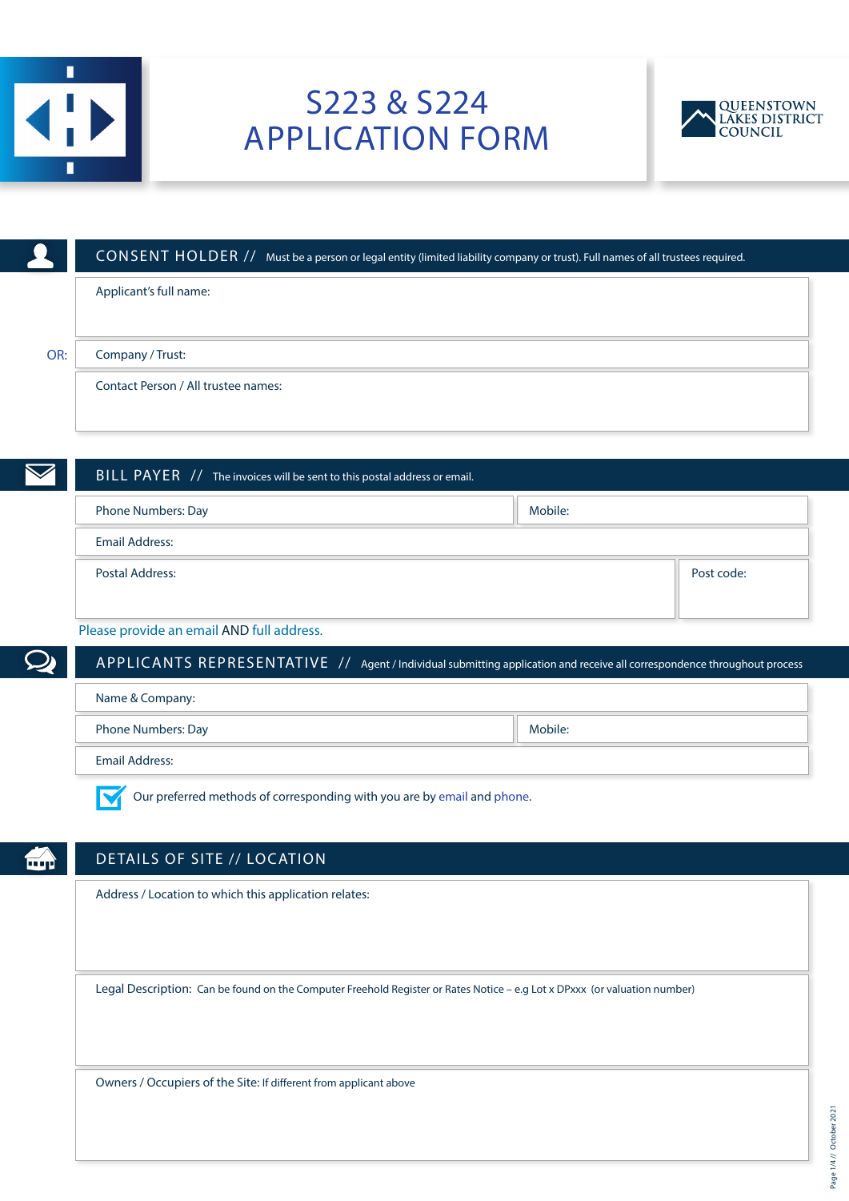# S223 & S224 APPLICATION FORM

QUEENSTOWN LAKES DISTRICT COUNCIL

## CONSENT HOLDER // Must be a person or legal entity (limited liability company or trust). Full names of all trustees required.

Applicant's full name:

OR: Company / Trust:

Contact Person / All trustee names:

## BILL PAYER // The invoices will be sent to this postal address or email.

Phone Numbers: Day | Mobile:

Email Address:

Postal Address: | Post code:

Please provide an email AND full address.

## APPLICANTS REPRESENTATIVE // Agent / Individual submitting application and receive all correspondence throughout process

Name & Company:

Phone Numbers: Day | Mobile:

Email Address:

☑ Our preferred methods of corresponding with you are by email and phone.

## DETAILS OF SITE // LOCATION

Address / Location to which this application relates:

Legal Description: Can be found on the Computer Freehold Register or Rates Notice – e.g Lot x DPxxx (or valuation number)

Owners / Occupiers of the Site: If different from applicant above

October 2021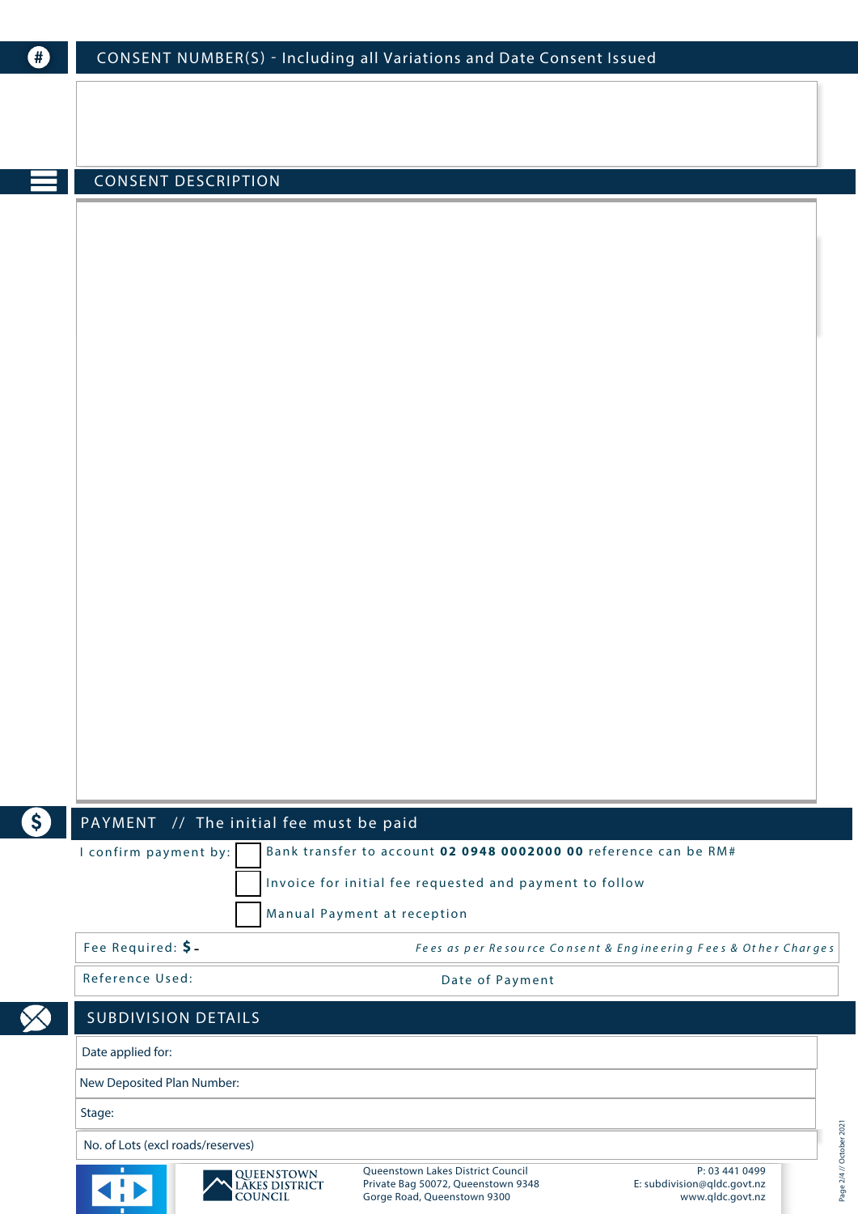## CONSENT NUMBER(S) - Including all Variations and Date Consent Issued

## CONSENT DESCRIPTION

## PAYMENT // The initial fee must be paid

I confirm payment by:

- ☐ Bank transfer to account **02 0948 0002000 00** reference can be RM#
- ☐ Invoice for initial fee requested and payment to follow
- ☐ Manual Payment at reception

Fee Required: **$ -** *Fees as per Resource Consent & Engineering Fees & Other Charges*

Reference Used: Date of Payment

## SUBDIVISION DETAILS

Date applied for:

New Deposited Plan Number:

Stage:

No. of Lots (excl roads/reserves)

QUEENSTOWN LAKES DISTRICT COUNCIL

Queenstown Lakes District Council
Private Bag 50072, Queenstown 9348
Gorge Road, Queenstown 9300

P: 03 441 0499
E: subdivision@qldc.govt.nz
www.qldc.govt.nz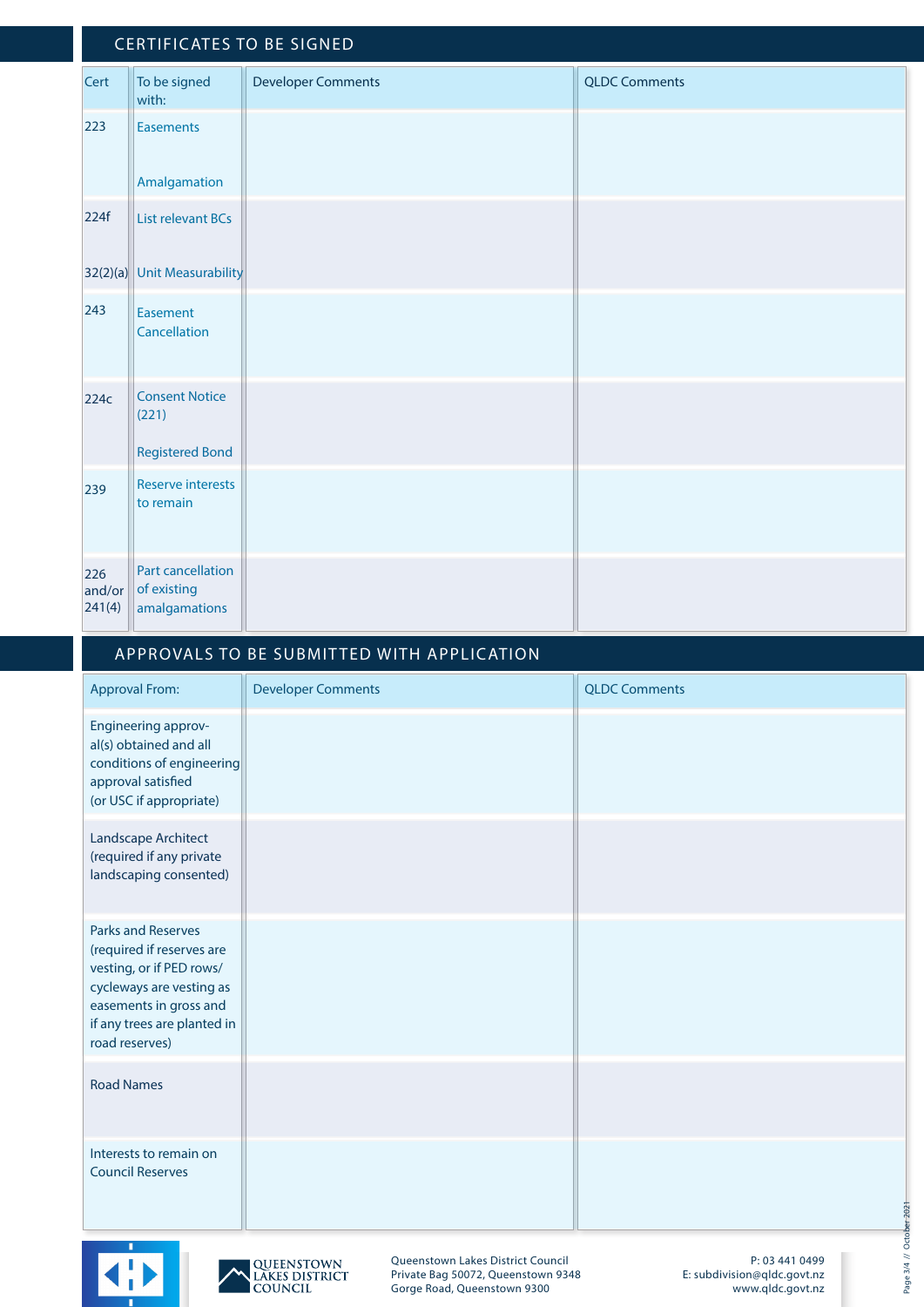## CERTIFICATES TO BE SIGNED

| Cert | To be signed with: | Developer Comments | QLDC Comments |
|---|---|---|---|
| 223 | Easements<br><br>Amalgamation | | |
| 224f<br><br>32(2)(a) | List relevant BCs<br><br>Unit Measurability | | |
| 243 | Easement Cancellation | | |
| 224c | Consent Notice (221)<br><br>Registered Bond | | |
| 239 | Reserve interests to remain | | |
| 226 and/or 241(4) | Part cancellation of existing amalgamations | | |

## APPROVALS TO BE SUBMITTED WITH APPLICATION

| Approval From: | Developer Comments | QLDC Comments |
|---|---|---|
| Engineering approval(s) obtained and all conditions of engineering approval satisfied (or USC if appropriate) | | |
| Landscape Architect (required if any private landscaping consented) | | |
| Parks and Reserves (required if reserves are vesting, or if PED rows/ cycleways are vesting as easements in gross and if any trees are planted in road reserves) | | |
| Road Names | | |
| Interests to remain on Council Reserves | | |

QUEENSTOWN LAKES DISTRICT COUNCIL

Queenstown Lakes District Council
Private Bag 50072, Queenstown 9348
Gorge Road, Queenstown 9300

P: 03 441 0499
E: subdivision@qldc.govt.nz
www.qldc.govt.nz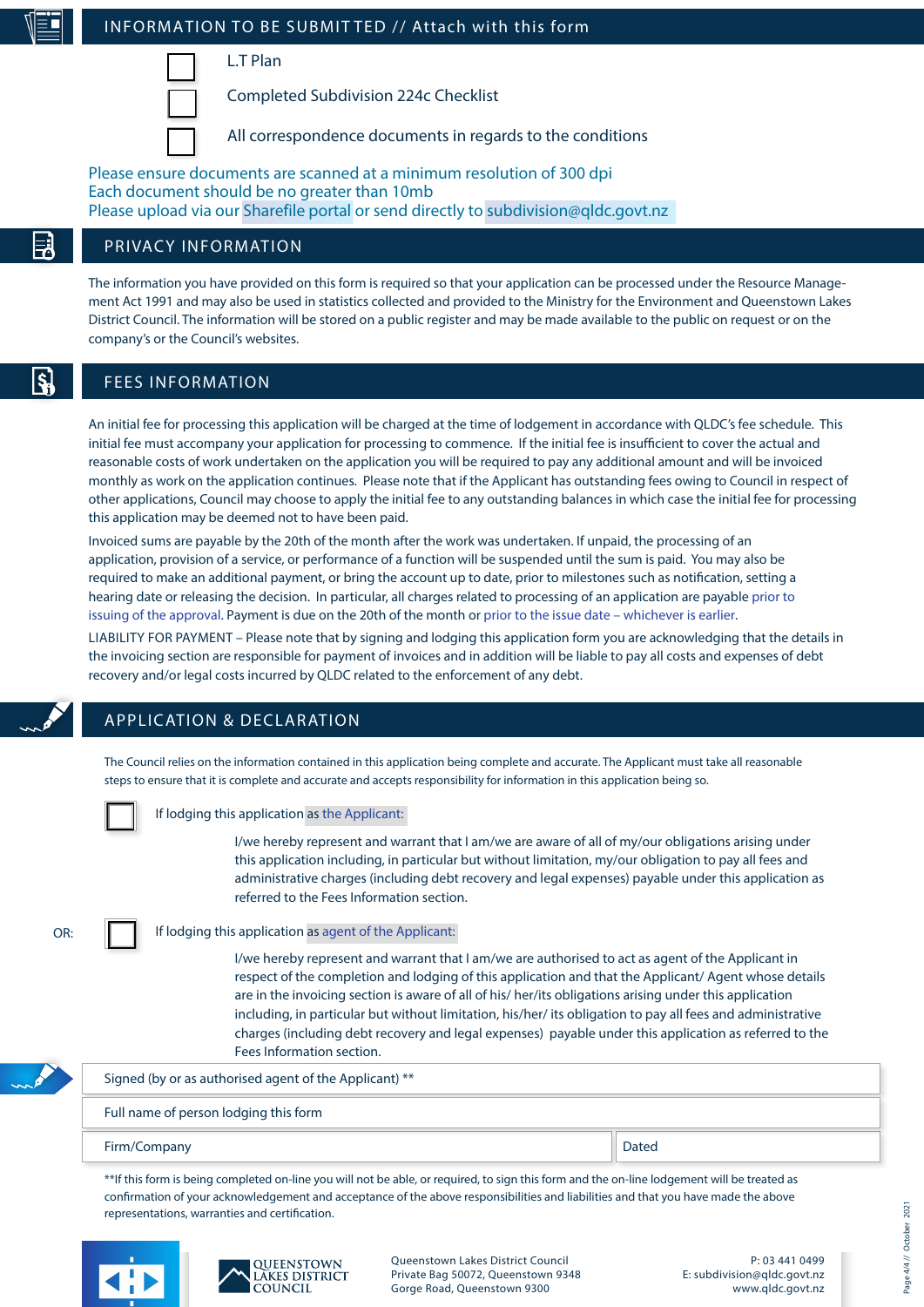## INFORMATION TO BE SUBMITTED // Attach with this form

- [ ] L.T Plan
- [ ] Completed Subdivision 224c Checklist
- [ ] All correspondence documents in regards to the conditions

Please ensure documents are scanned at a minimum resolution of 300 dpi
Each document should be no greater than 10mb
Please upload via our Sharefile portal or send directly to subdivision@qldc.govt.nz

## PRIVACY INFORMATION

The information you have provided on this form is required so that your application can be processed under the Resource Management Act 1991 and may also be used in statistics collected and provided to the Ministry for the Environment and Queenstown Lakes District Council. The information will be stored on a public register and may be made available to the public on request or on the company's or the Council's websites.

## FEES INFORMATION

An initial fee for processing this application will be charged at the time of lodgement in accordance with QLDC's fee schedule. This initial fee must accompany your application for processing to commence. If the initial fee is insufficient to cover the actual and reasonable costs of work undertaken on the application you will be required to pay any additional amount and will be invoiced monthly as work on the application continues. Please note that if the Applicant has outstanding fees owing to Council in respect of other applications, Council may choose to apply the initial fee to any outstanding balances in which case the initial fee for processing this application may be deemed not to have been paid.

Invoiced sums are payable by the 20th of the month after the work was undertaken. If unpaid, the processing of an application, provision of a service, or performance of a function will be suspended until the sum is paid. You may also be required to make an additional payment, or bring the account up to date, prior to milestones such as notification, setting a hearing date or releasing the decision. In particular, all charges related to processing of an application are payable prior to issuing of the approval. Payment is due on the 20th of the month or prior to the issue date – whichever is earlier.

LIABILITY FOR PAYMENT – Please note that by signing and lodging this application form you are acknowledging that the details in the invoicing section are responsible for payment of invoices and in addition will be liable to pay all costs and expenses of debt recovery and/or legal costs incurred by QLDC related to the enforcement of any debt.

## APPLICATION & DECLARATION

The Council relies on the information contained in this application being complete and accurate. The Applicant must take all reasonable steps to ensure that it is complete and accurate and accepts responsibility for information in this application being so.

- [ ] If lodging this application as the Applicant:

  I/we hereby represent and warrant that I am/we are aware of all of my/our obligations arising under this application including, in particular but without limitation, my/our obligation to pay all fees and administrative charges (including debt recovery and legal expenses) payable under this application as referred to the Fees Information section.

OR:

- [ ] If lodging this application as agent of the Applicant:

  I/we hereby represent and warrant that I am/we are authorised to act as agent of the Applicant in respect of the completion and lodging of this application and that the Applicant/ Agent whose details are in the invoicing section is aware of all of his/ her/its obligations arising under this application including, in particular but without limitation, his/her/ its obligation to pay all fees and administrative charges (including debt recovery and legal expenses) payable under this application as referred to the Fees Information section.

| | |
|---|---|
| Signed (by or as authorised agent of the Applicant) ** | |
| Full name of person lodging this form | |
| Firm/Company | Dated |

**If this form is being completed on-line you will not be able, or required, to sign this form and the on-line lodgement will be treated as confirmation of your acknowledgement and acceptance of the above responsibilities and liabilities and that you have made the above representations, warranties and certification.

QUEENSTOWN LAKES DISTRICT COUNCIL

Queenstown Lakes District Council
Private Bag 50072, Queenstown 9348
Gorge Road, Queenstown 9300

P: 03 441 0499
E: subdivision@qldc.govt.nz
www.qldc.govt.nz